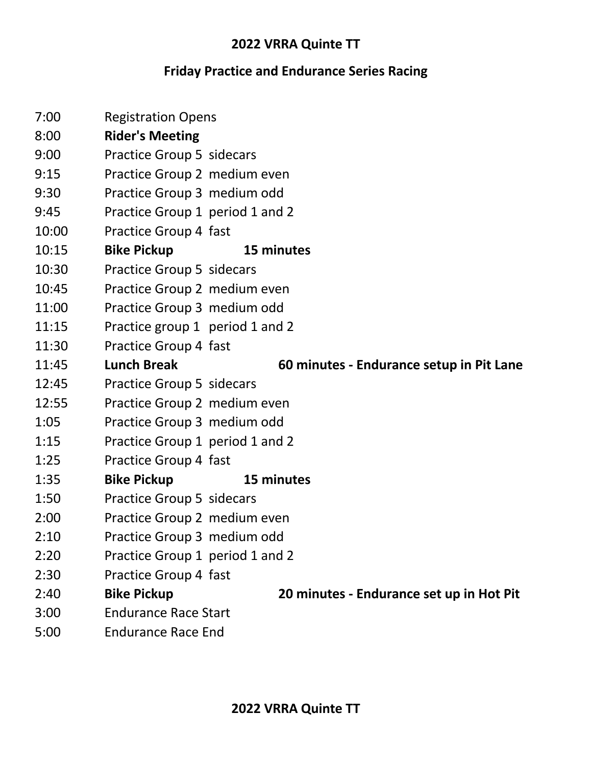# 2022 VRRA Quinte TT

## Friday Practice and Endurance Series Racing

| | | |
|---|---|---|
| 7:00 | Registration Opens | |
| 8:00 | **Rider's Meeting** | |
| 9:00 | Practice Group 5 sidecars | |
| 9:15 | Practice Group 2 medium even | |
| 9:30 | Practice Group 3 medium odd | |
| 9:45 | Practice Group 1 period 1 and 2 | |
| 10:00 | Practice Group 4 fast | |
| 10:15 | **Bike Pickup** | **15 minutes** |
| 10:30 | Practice Group 5 sidecars | |
| 10:45 | Practice Group 2 medium even | |
| 11:00 | Practice Group 3 medium odd | |
| 11:15 | Practice group 1 period 1 and 2 | |
| 11:30 | Practice Group 4 fast | |
| 11:45 | **Lunch Break** | **60 minutes - Endurance setup in Pit Lane** |
| 12:45 | Practice Group 5 sidecars | |
| 12:55 | Practice Group 2 medium even | |
| 1:05 | Practice Group 3 medium odd | |
| 1:15 | Practice Group 1 period 1 and 2 | |
| 1:25 | Practice Group 4 fast | |
| 1:35 | **Bike Pickup** | **15 minutes** |
| 1:50 | Practice Group 5 sidecars | |
| 2:00 | Practice Group 2 medium even | |
| 2:10 | Practice Group 3 medium odd | |
| 2:20 | Practice Group 1 period 1 and 2 | |
| 2:30 | Practice Group 4 fast | |
| 2:40 | **Bike Pickup** | **20 minutes - Endurance set up in Hot Pit** |
| 3:00 | Endurance Race Start | |
| 5:00 | Endurance Race End | |

# 2022 VRRA Quinte TT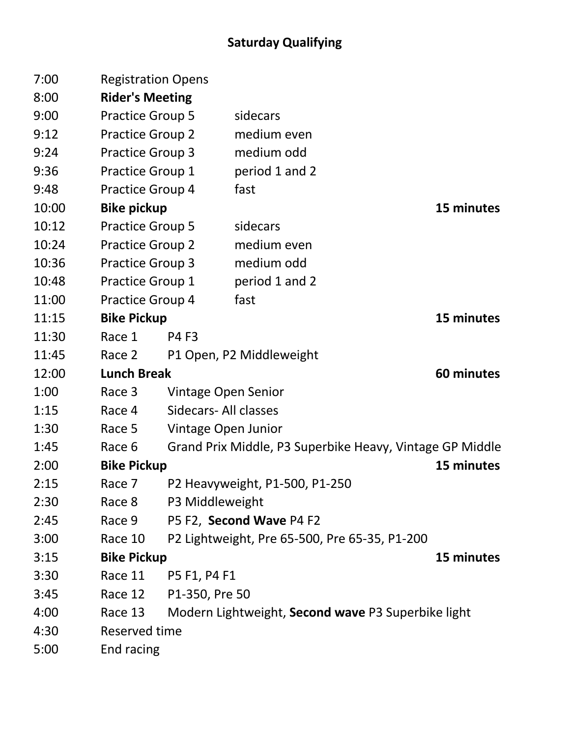# Saturday Qualifying

| | | | |
|---|---|---|---|
| 7:00 | Registration Opens | | |
| 8:00 | **Rider's Meeting** | | |
| 9:00 | Practice Group 5 | sidecars | |
| 9:12 | Practice Group 2 | medium even | |
| 9:24 | Practice Group 3 | medium odd | |
| 9:36 | Practice Group 1 | period 1 and 2 | |
| 9:48 | Practice Group 4 | fast | |
| 10:00 | **Bike pickup** | | **15 minutes** |
| 10:12 | Practice Group 5 | sidecars | |
| 10:24 | Practice Group 2 | medium even | |
| 10:36 | Practice Group 3 | medium odd | |
| 10:48 | Practice Group 1 | period 1 and 2 | |
| 11:00 | Practice Group 4 | fast | |
| 11:15 | **Bike Pickup** | | **15 minutes** |
| 11:30 | Race 1 | P4 F3 | |
| 11:45 | Race 2 | P1 Open, P2 Middleweight | |
| 12:00 | **Lunch Break** | | **60 minutes** |
| 1:00 | Race 3 | Vintage Open Senior | |
| 1:15 | Race 4 | Sidecars- All classes | |
| 1:30 | Race 5 | Vintage Open Junior | |
| 1:45 | Race 6 | Grand Prix Middle, P3 Superbike Heavy, Vintage GP Middle | |
| 2:00 | **Bike Pickup** | | **15 minutes** |
| 2:15 | Race 7 | P2 Heavyweight, P1-500, P1-250 | |
| 2:30 | Race 8 | P3 Middleweight | |
| 2:45 | Race 9 | P5 F2, **Second Wave** P4 F2 | |
| 3:00 | Race 10 | P2 Lightweight, Pre 65-500, Pre 65-35, P1-200 | |
| 3:15 | **Bike Pickup** | | **15 minutes** |
| 3:30 | Race 11 | P5 F1, P4 F1 | |
| 3:45 | Race 12 | P1-350, Pre 50 | |
| 4:00 | Race 13 | Modern Lightweight, **Second wave** P3 Superbike light | |
| 4:30 | Reserved time | | |
| 5:00 | End racing | | |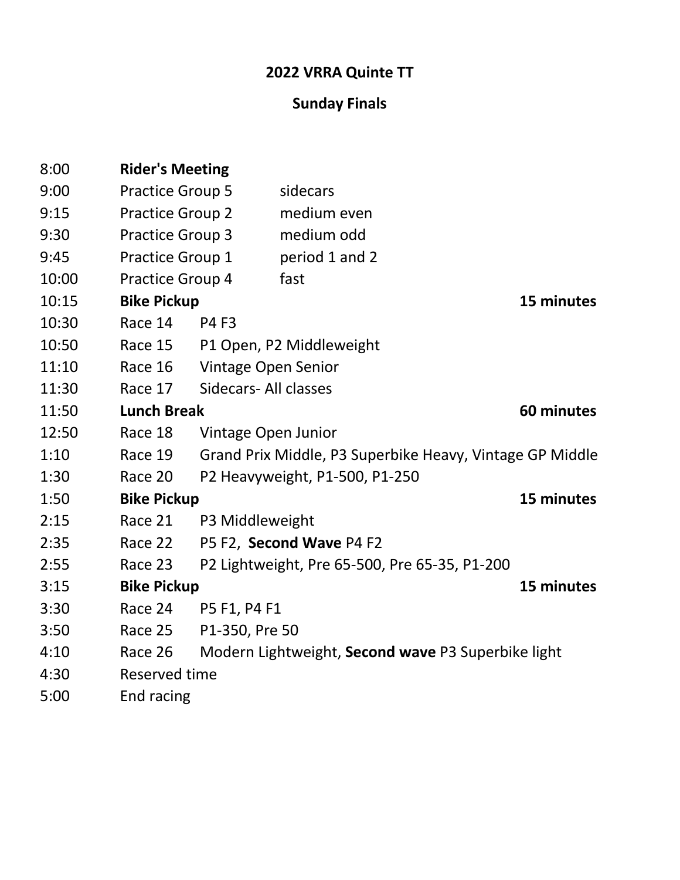## 2022 VRRA Quinte TT

### Sunday Finals

| | | | |
|---|---|---|---|
| 8:00 | **Rider's Meeting** | | |
| 9:00 | Practice Group 5 | sidecars | |
| 9:15 | Practice Group 2 | medium even | |
| 9:30 | Practice Group 3 | medium odd | |
| 9:45 | Practice Group 1 | period 1 and 2 | |
| 10:00 | Practice Group 4 | fast | |
| 10:15 | **Bike Pickup** | | **15 minutes** |
| 10:30 | Race 14 | P4 F3 | |
| 10:50 | Race 15 | P1 Open, P2 Middleweight | |
| 11:10 | Race 16 | Vintage Open Senior | |
| 11:30 | Race 17 | Sidecars- All classes | |
| 11:50 | **Lunch Break** | | **60 minutes** |
| 12:50 | Race 18 | Vintage Open Junior | |
| 1:10 | Race 19 | Grand Prix Middle, P3 Superbike Heavy, Vintage GP Middle | |
| 1:30 | Race 20 | P2 Heavyweight, P1-500, P1-250 | |
| 1:50 | **Bike Pickup** | | **15 minutes** |
| 2:15 | Race 21 | P3 Middleweight | |
| 2:35 | Race 22 | P5 F2, **Second Wave** P4 F2 | |
| 2:55 | Race 23 | P2 Lightweight, Pre 65-500, Pre 65-35, P1-200 | |
| 3:15 | **Bike Pickup** | | **15 minutes** |
| 3:30 | Race 24 | P5 F1, P4 F1 | |
| 3:50 | Race 25 | P1-350, Pre 50 | |
| 4:10 | Race 26 | Modern Lightweight, **Second wave** P3 Superbike light | |
| 4:30 | Reserved time | | |
| 5:00 | End racing | | |